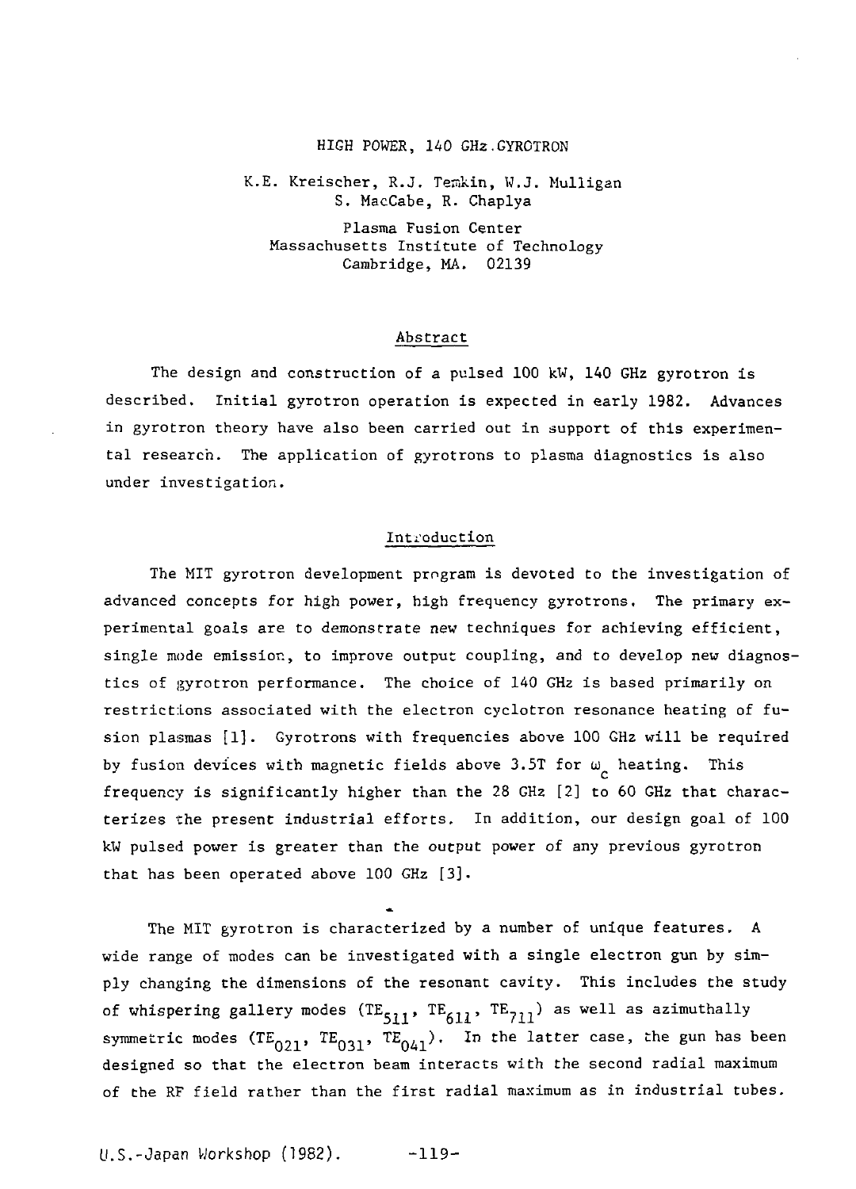# HIGH POWER, 140 GHz GYROTRON

K.E. Kreischer, R.J. Temkin, W.J. Mulligan
S. MacCabe, R. Chaplya

Plasma Fusion Center
Massachusetts Institute of Technology
Cambridge, MA. 02139

## Abstract

The design and construction of a pulsed 100 kW, 140 GHz gyrotron is described. Initial gyrotron operation is expected in early 1982. Advances in gyrotron theory have also been carried out in support of this experimental research. The application of gyrotrons to plasma diagnostics is also under investigation.

## Introduction

The MIT gyrotron development program is devoted to the investigation of advanced concepts for high power, high frequency gyrotrons. The primary experimental goals are to demonstrate new techniques for achieving efficient, single mode emission, to improve output coupling, and to develop new diagnostics of gyrotron performance. The choice of 140 GHz is based primarily on restrictions associated with the electron cyclotron resonance heating of fusion plasmas [1]. Gyrotrons with frequencies above 100 GHz will be required by fusion devices with magnetic fields above 3.5T for $\omega_c$ heating. This frequency is significantly higher than the 28 GHz [2] to 60 GHz that characterizes the present industrial efforts. In addition, our design goal of 100 kW pulsed power is greater than the output power of any previous gyrotron that has been operated above 100 GHz [3].

The MIT gyrotron is characterized by a number of unique features. A wide range of modes can be investigated with a single electron gun by simply changing the dimensions of the resonant cavity. This includes the study of whispering gallery modes ($TE_{511}$, $TE_{611}$, $TE_{711}$) as well as azimuthally symmetric modes ($TE_{021}$, $TE_{031}$, $TE_{041}$). In the latter case, the gun has been designed so that the electron beam interacts with the second radial maximum of the RF field rather than the first radial maximum as in industrial tubes.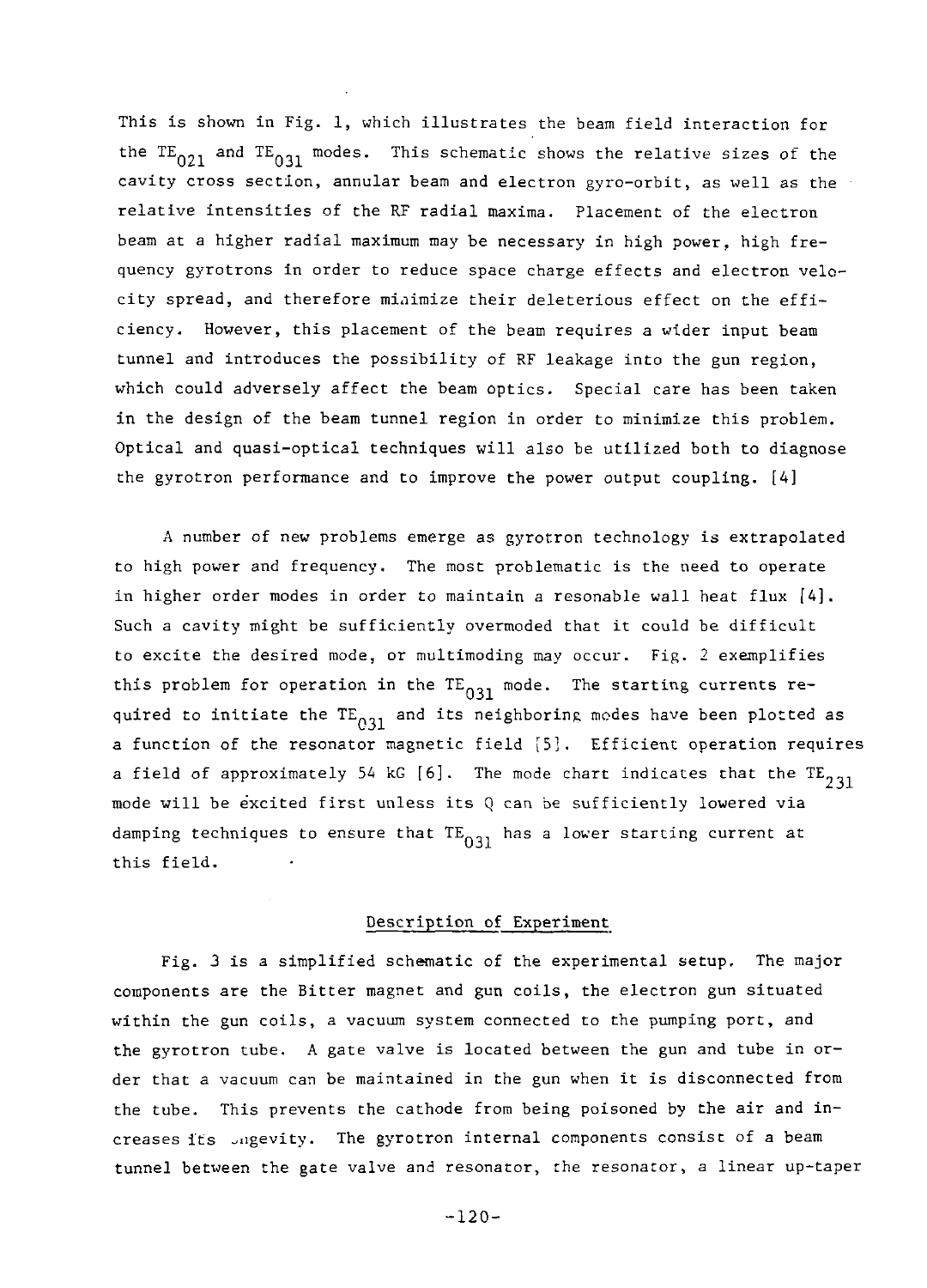This is shown in Fig. 1, which illustrates the beam field interaction for the $TE_{021}$ and $TE_{031}$ modes. This schematic shows the relative sizes of the cavity cross section, annular beam and electron gyro-orbit, as well as the relative intensities of the RF radial maxima. Placement of the electron beam at a higher radial maximum may be necessary in high power, high frequency gyrotrons in order to reduce space charge effects and electron velocity spread, and therefore minimize their deleterious effect on the efficiency. However, this placement of the beam requires a wider input beam tunnel and introduces the possibility of RF leakage into the gun region, which could adversely affect the beam optics. Special care has been taken in the design of the beam tunnel region in order to minimize this problem. Optical and quasi-optical techniques will also be utilized both to diagnose the gyrotron performance and to improve the power output coupling. [4]

A number of new problems emerge as gyrotron technology is extrapolated to high power and frequency. The most problematic is the need to operate in higher order modes in order to maintain a resonable wall heat flux [4]. Such a cavity might be sufficiently overmoded that it could be difficult to excite the desired mode, or multimoding may occur. Fig. 2 exemplifies this problem for operation in the $TE_{031}$ mode. The starting currents required to initiate the $TE_{031}$ and its neighboring modes have been plotted as a function of the resonator magnetic field [5]. Efficient operation requires a field of approximately 54 kG [6]. The mode chart indicates that the $TE_{231}$ mode will be excited first unless its Q can be sufficiently lowered via damping techniques to ensure that $TE_{031}$ has a lower starting current at this field.

## Description of Experiment

Fig. 3 is a simplified schematic of the experimental setup. The major components are the Bitter magnet and gun coils, the electron gun situated within the gun coils, a vacuum system connected to the pumping port, and the gyrotron tube. A gate valve is located between the gun and tube in order that a vacuum can be maintained in the gun when it is disconnected from the tube. This prevents the cathode from being poisoned by the air and increases its longevity. The gyrotron internal components consist of a beam tunnel between the gate valve and resonator, the resonator, a linear up-taper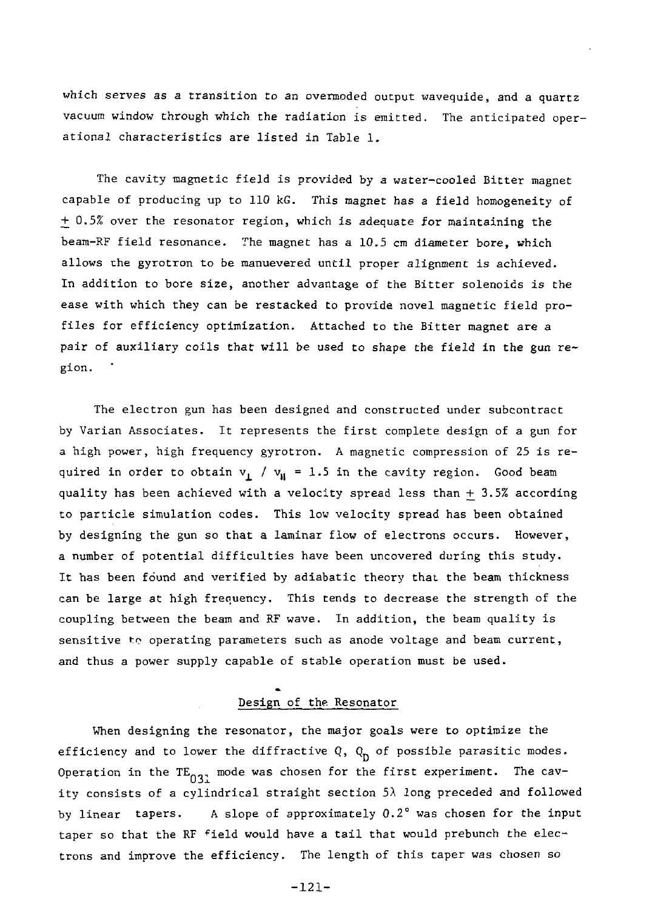which serves as a transition to an overmoded output waveguide, and a quartz vacuum window through which the radiation is emitted. The anticipated operational characteristics are listed in Table 1.

The cavity magnetic field is provided by a water-cooled Bitter magnet capable of producing up to 110 kG. This magnet has a field homogeneity of $\pm$ 0.5% over the resonator region, which is adequate for maintaining the beam-RF field resonance. The magnet has a 10.5 cm diameter bore, which allows the gyrotron to be manuevered until proper alignment is achieved. In addition to bore size, another advantage of the Bitter solenoids is the ease with which they can be restacked to provide novel magnetic field profiles for efficiency optimization. Attached to the Bitter magnet are a pair of auxiliary coils that will be used to shape the field in the gun region.

The electron gun has been designed and constructed under subcontract by Varian Associates. It represents the first complete design of a gun for a high power, high frequency gyrotron. A magnetic compression of 25 is required in order to obtain $v_\perp / v_\parallel = 1.5$ in the cavity region. Good beam quality has been achieved with a velocity spread less than $\pm$ 3.5% according to particle simulation codes. This low velocity spread has been obtained by designing the gun so that a laminar flow of electrons occurs. However, a number of potential difficulties have been uncovered during this study. It has been found and verified by adiabatic theory that the beam thickness can be large at high frequency. This tends to decrease the strength of the coupling between the beam and RF wave. In addition, the beam quality is sensitive to operating parameters such as anode voltage and beam current, and thus a power supply capable of stable operation must be used.

## Design of the Resonator

When designing the resonator, the major goals were to optimize the efficiency and to lower the diffractive Q, $Q_D$ of possible parasitic modes. Operation in the $TE_{031}$ mode was chosen for the first experiment. The cavity consists of a cylindrical straight section $5\lambda$ long preceded and followed by linear tapers. A slope of approximately 0.2° was chosen for the input taper so that the RF field would have a tail that would prebunch the electrons and improve the efficiency. The length of this taper was chosen so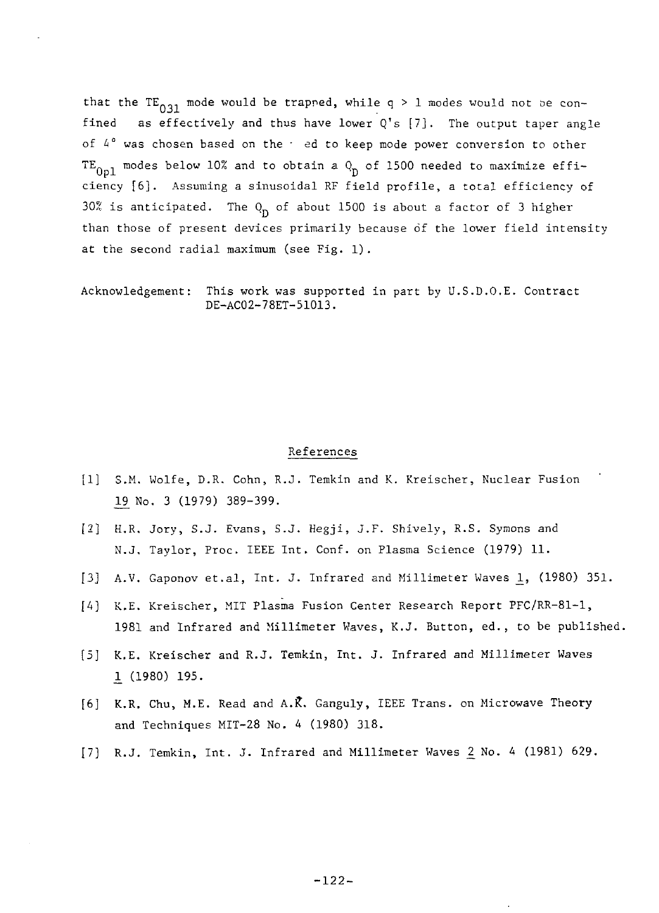that the $TE_{031}$ mode would be trapped, while $q > 1$ modes would not be confined as effectively and thus have lower Q's [7]. The output taper angle of 4° was chosen based on the · ed to keep mode power conversion to other $TE_{0pl}$ modes below 10% and to obtain a $Q_D$ of 1500 needed to maximize efficiency [6]. Assuming a sinusoidal RF field profile, a total efficiency of 30% is anticipated. The $Q_D$ of about 1500 is about a factor of 3 higher than those of present devices primarily because of the lower field intensity at the second radial maximum (see Fig. 1).

Acknowledgement: This work was supported in part by U.S.D.O.E. Contract DE-AC02-78ET-51013.

## References

[1] S.M. Wolfe, D.R. Cohn, R.J. Temkin and K. Kreischer, Nuclear Fusion 19 No. 3 (1979) 389-399.

[2] H.R. Jory, S.J. Evans, S.J. Hegji, J.F. Shively, R.S. Symons and N.J. Taylor, Proc. IEEE Int. Conf. on Plasma Science (1979) 11.

[3] A.V. Gaponov et.al, Int. J. Infrared and Millimeter Waves 1, (1980) 351.

[4] K.E. Kreischer, MIT Plasma Fusion Center Research Report PFC/RR-81-1, 1981 and Infrared and Millimeter Waves, K.J. Button, ed., to be published.

[5] K.E. Kreischer and R.J. Temkin, Int. J. Infrared and Millimeter Waves 1 (1980) 195.

[6] K.R. Chu, M.E. Read and A.K. Ganguly, IEEE Trans. on Microwave Theory and Techniques MIT-28 No. 4 (1980) 318.

[7] R.J. Temkin, Int. J. Infrared and Millimeter Waves 2 No. 4 (1981) 629.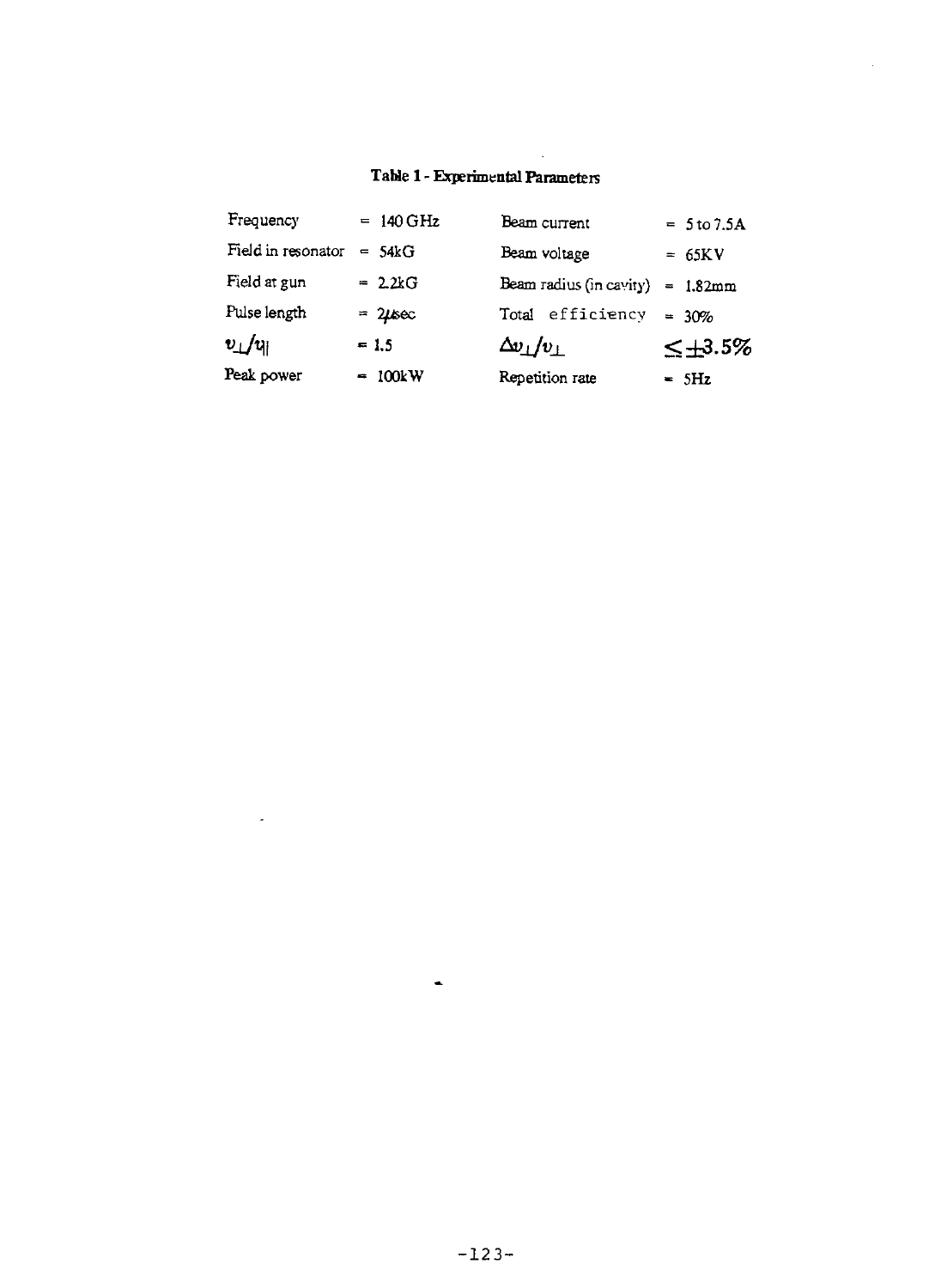**Table 1 - Experimental Parameters**

| Parameter | Value | Parameter | Value |
|---|---|---|---|
| Frequency | = 140 GHz | Beam current | = 5 to 7.5A |
| Field in resonator | = 54kG | Beam voltage | = 65KV |
| Field at gun | = 2.2kG | Beam radius (in cavity) | = 1.82mm |
| Pulse length | = 2μsec | Total efficiency | = 30% |
| $v_\perp/v_\parallel$ | = 1.5 | $\Delta v_\perp/v_\perp$ | $\leq \pm 3.5\%$ |
| Peak power | = 100kW | Repetition rate | = 5Hz |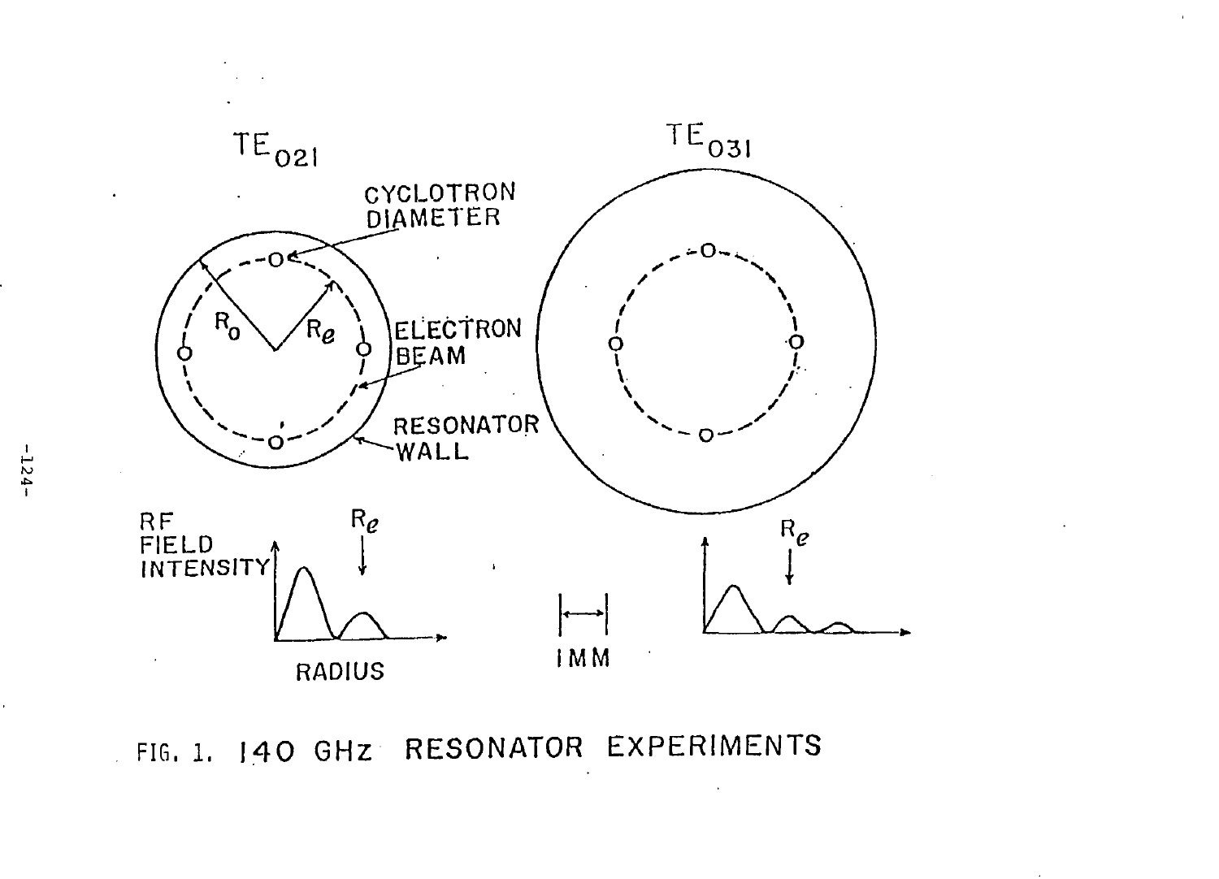FIG. 1. 140 GHz RESONATOR EXPERIMENTS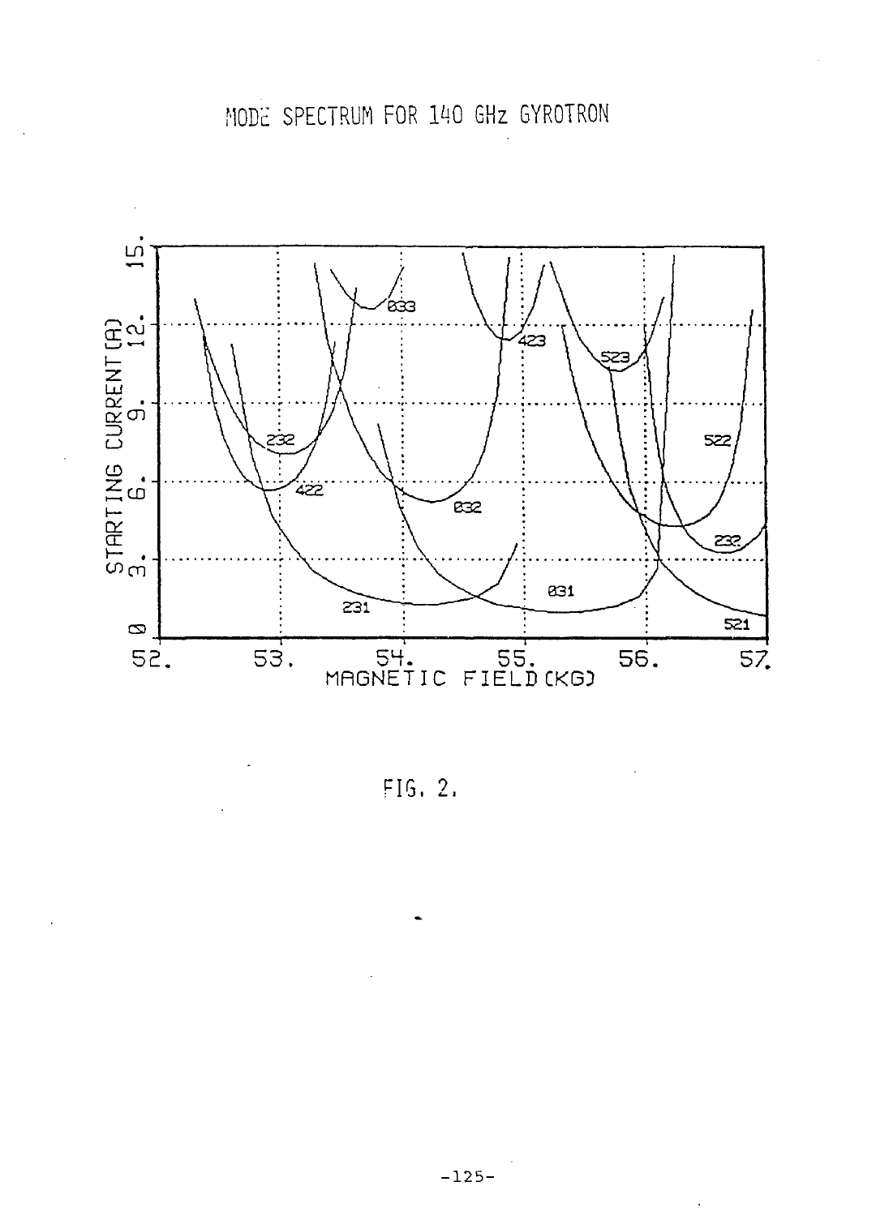MODE SPECTRUM FOR 140 GHz GYROTRON

FIG. 2.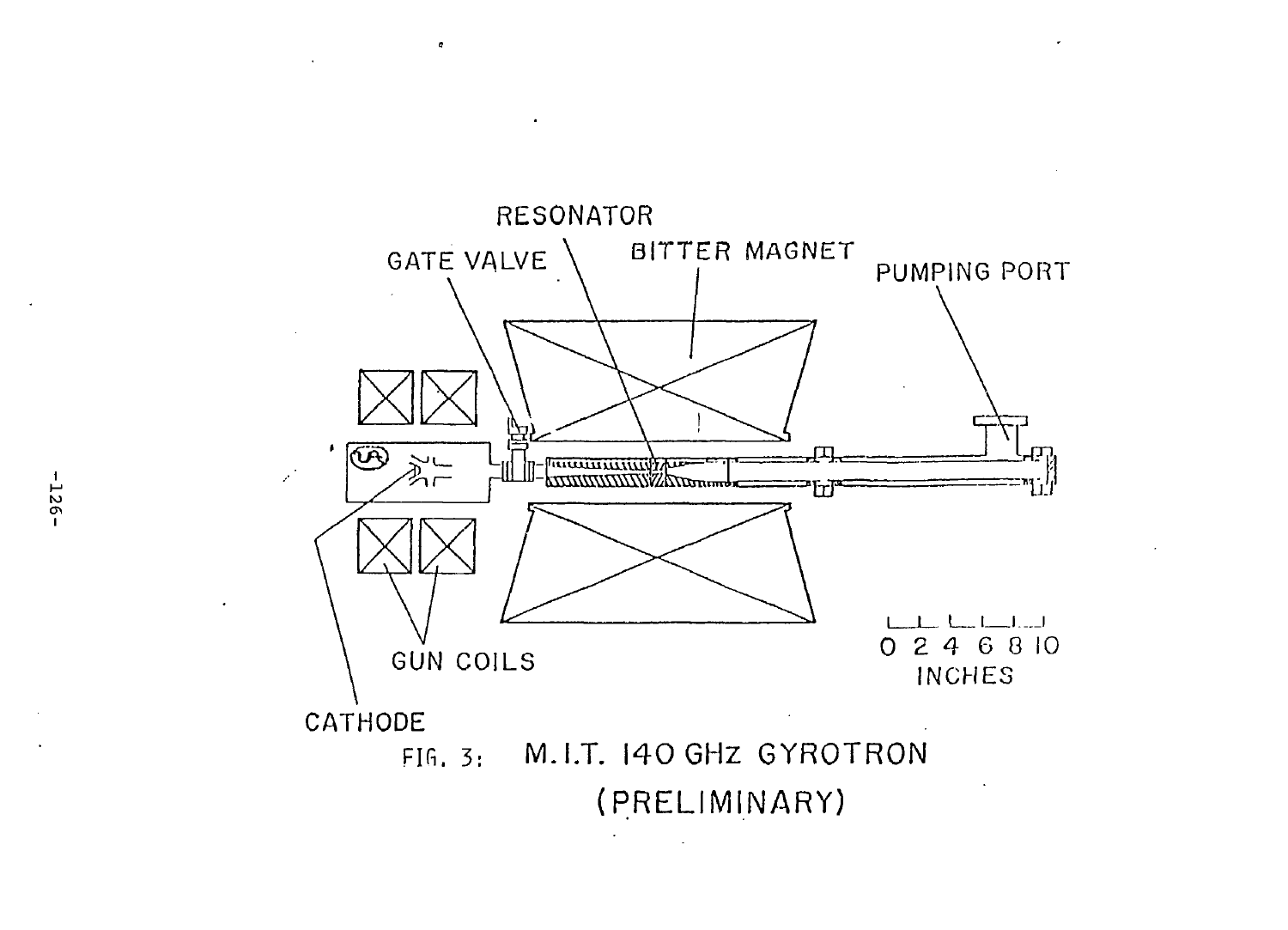RESONATOR

GATE VALVE

BITTER MAGNET

PUMPING PORT

GUN COILS

CATHODE

0 2 4 6 8 10

INCHES

FIG. 3: M.I.T. 140 GHz GYROTRON

(PRELIMINARY)